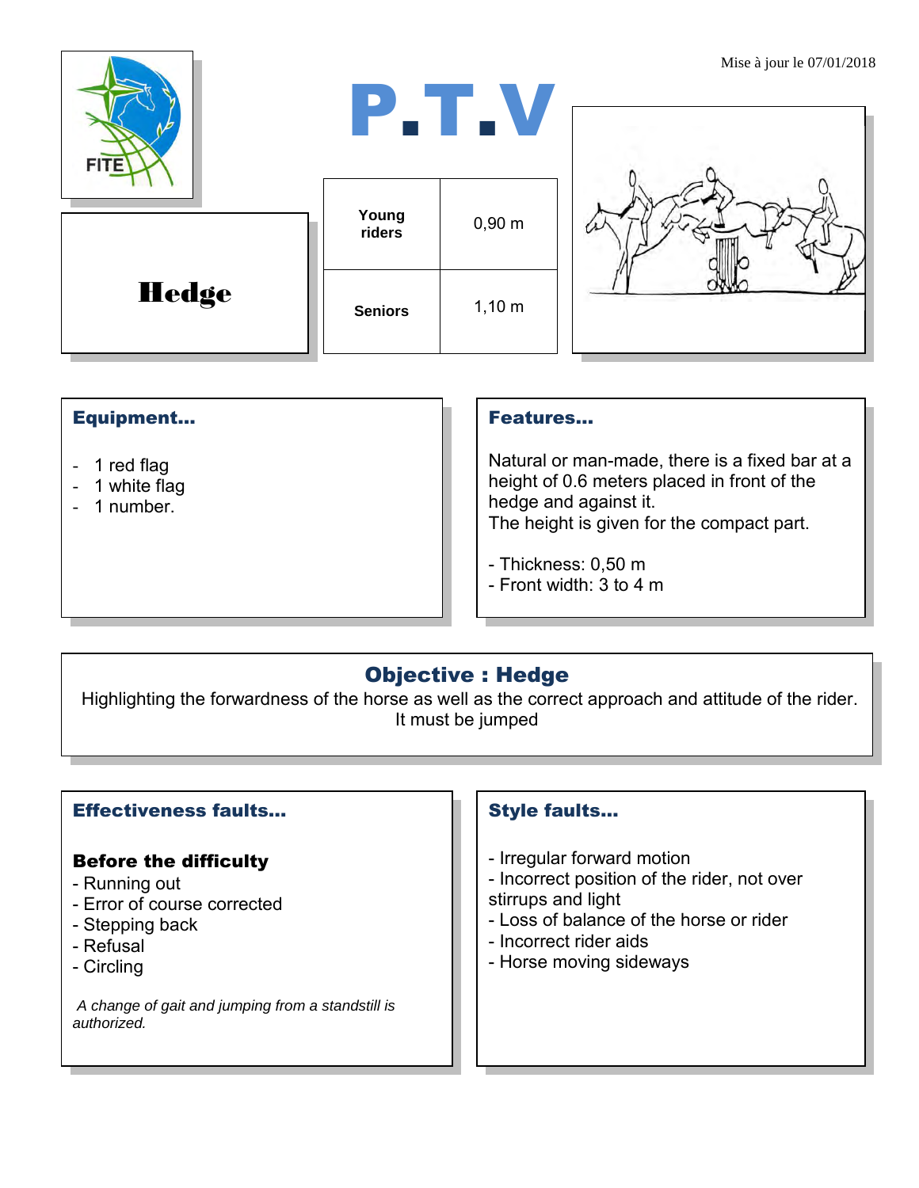Mise à jour le 07/01/2018

FITE

# P.T.V

## Hedge

| Young riders | 0,90 m |
|---|---|
| Seniors | 1,10 m |

### Equipment…

- 1 red flag
- 1 white flag
- 1 number.

### Features…

Natural or man-made, there is a fixed bar at a height of 0.6 meters placed in front of the hedge and against it.
The height is given for the compact part.

- Thickness: 0,50 m
- Front width: 3 to 4 m

### Objective : Hedge

Highlighting the forwardness of the horse as well as the correct approach and attitude of the rider.
It must be jumped

### Effectiveness faults…

**Before the difficulty**

- Running out
- Error of course corrected
- Stepping back
- Refusal
- Circling

*A change of gait and jumping from a standstill is authorized.*

### Style faults…

- Irregular forward motion
- Incorrect position of the rider, not over stirrups and light
- Loss of balance of the horse or rider
- Incorrect rider aids
- Horse moving sideways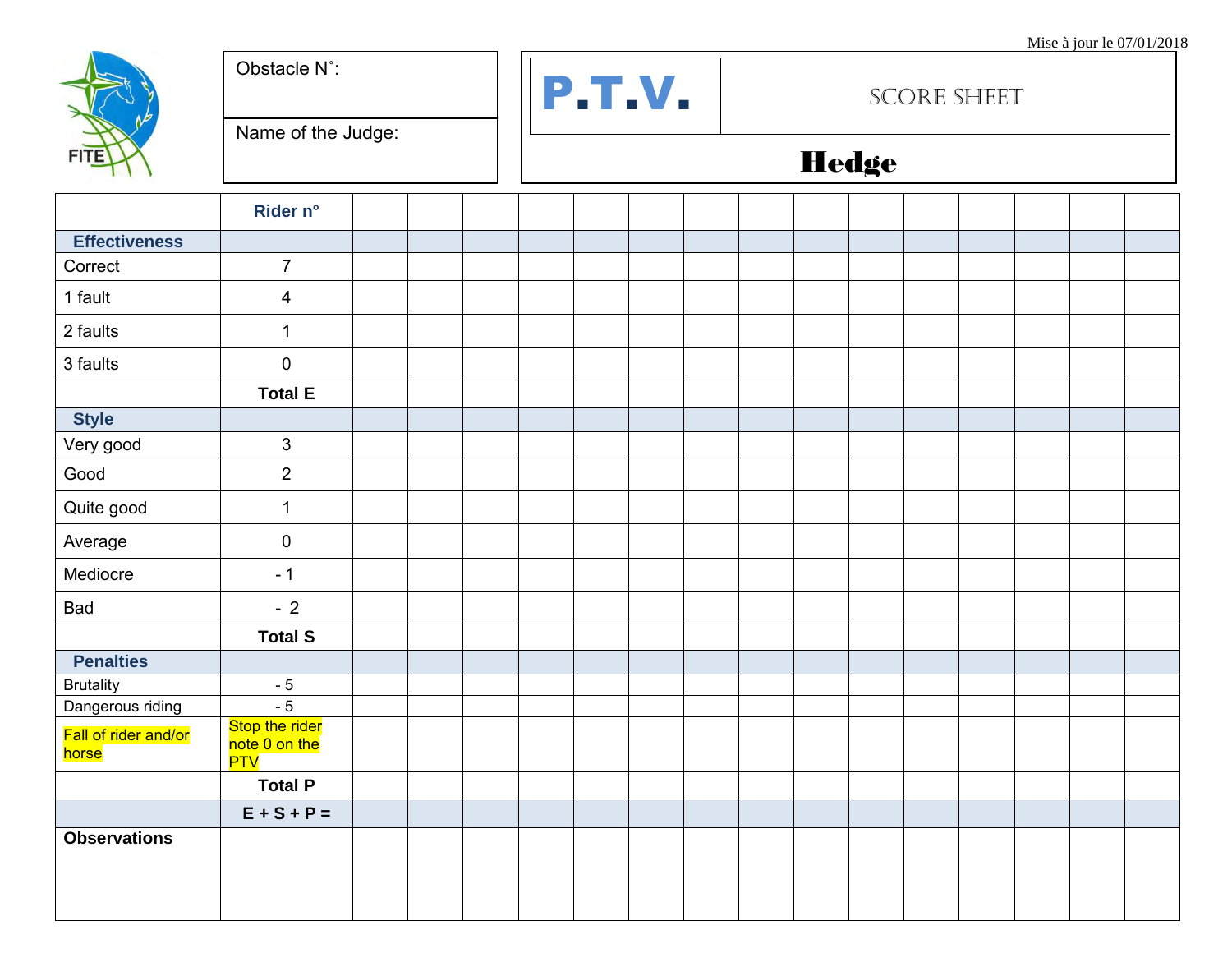Mise à jour le 07/01/2018

FITE

| Obstacle N°: |
|---|
| Name of the Judge: |

**P.T.V.** SCORE SHEET

# Hedge

| | Rider n° | | | | | | | | | | | | | | | |
|---|---|---|---|---|---|---|---|---|---|---|---|---|---|---|---|---|
| **Effectiveness** | | | | | | | | | | | | | | | | |
| Correct | 7 | | | | | | | | | | | | | | | |
| 1 fault | 4 | | | | | | | | | | | | | | | |
| 2 faults | 1 | | | | | | | | | | | | | | | |
| 3 faults | 0 | | | | | | | | | | | | | | | |
| | **Total E** | | | | | | | | | | | | | | | |
| **Style** | | | | | | | | | | | | | | | | |
| Very good | 3 | | | | | | | | | | | | | | | |
| Good | 2 | | | | | | | | | | | | | | | |
| Quite good | 1 | | | | | | | | | | | | | | | |
| Average | 0 | | | | | | | | | | | | | | | |
| Mediocre | - 1 | | | | | | | | | | | | | | | |
| Bad | - 2 | | | | | | | | | | | | | | | |
| | **Total S** | | | | | | | | | | | | | | | |
| **Penalties** | | | | | | | | | | | | | | | | |
| Brutality | - 5 | | | | | | | | | | | | | | | |
| Dangerous riding | - 5 | | | | | | | | | | | | | | | |
| Fall of rider and/or horse | Stop the rider note 0 on the PTV | | | | | | | | | | | | | | | |
| | **Total P** | | | | | | | | | | | | | | | |
| | **E + S + P =** | | | | | | | | | | | | | | | |
| **Observations** | | | | | | | | | | | | | | | | |